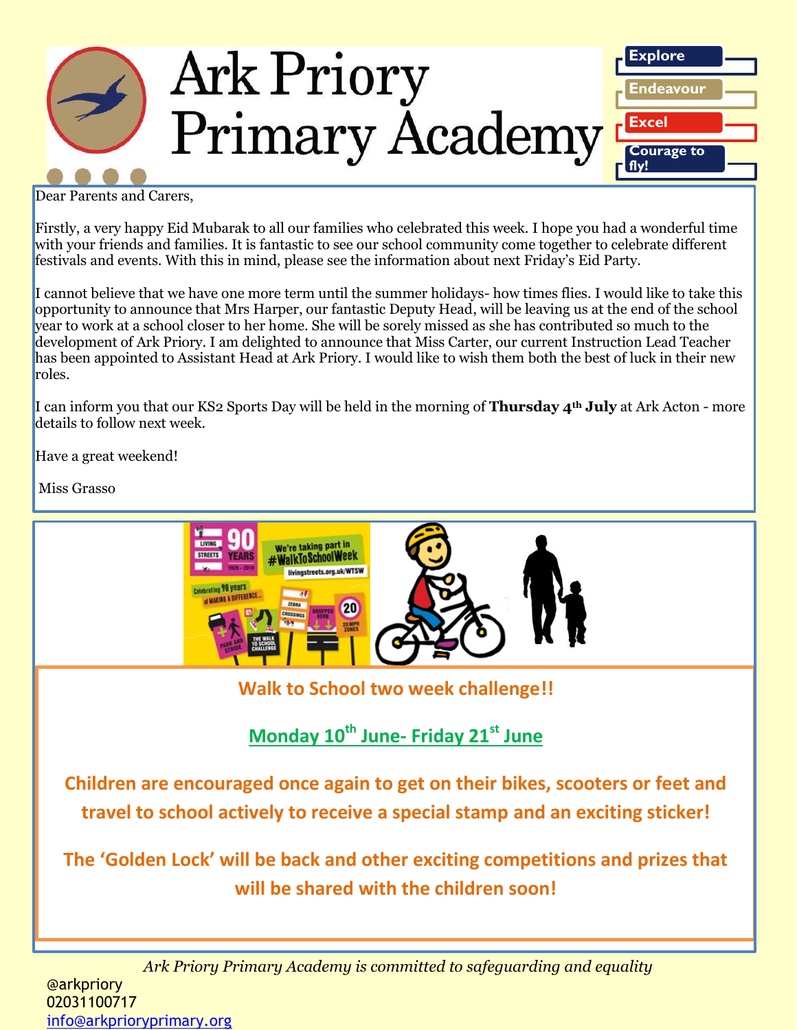# Ark Priory Primary Academy

**Explore**

**Endeavour**

**Excel**

**Courage to fly!**

Dear Parents and Carers,

Firstly, a very happy Eid Mubarak to all our families who celebrated this week. I hope you had a wonderful time with your friends and families. It is fantastic to see our school community come together to celebrate different festivals and events. With this in mind, please see the information about next Friday's Eid Party.

I cannot believe that we have one more term until the summer holidays- how times flies. I would like to take this opportunity to announce that Mrs Harper, our fantastic Deputy Head, will be leaving us at the end of the school year to work at a school closer to her home. She will be sorely missed as she has contributed so much to the development of Ark Priory. I am delighted to announce that Miss Carter, our current Instruction Lead Teacher has been appointed to Assistant Head at Ark Priory. I would like to wish them both the best of luck in their new roles.

I can inform you that our KS2 Sports Day will be held in the morning of **Thursday 4th July** at Ark Acton - more details to follow next week.

Have a great weekend!

Miss Grasso

## Walk to School two week challenge!!

**Monday 10th June- Friday 21st June**

**Children are encouraged once again to get on their bikes, scooters or feet and travel to school actively to receive a special stamp and an exciting sticker!**

**The 'Golden Lock' will be back and other exciting competitions and prizes that will be shared with the children soon!**

*Ark Priory Primary Academy is committed to safeguarding and equality*

@arkpriory
02031100717
info@arkprioryprimary.org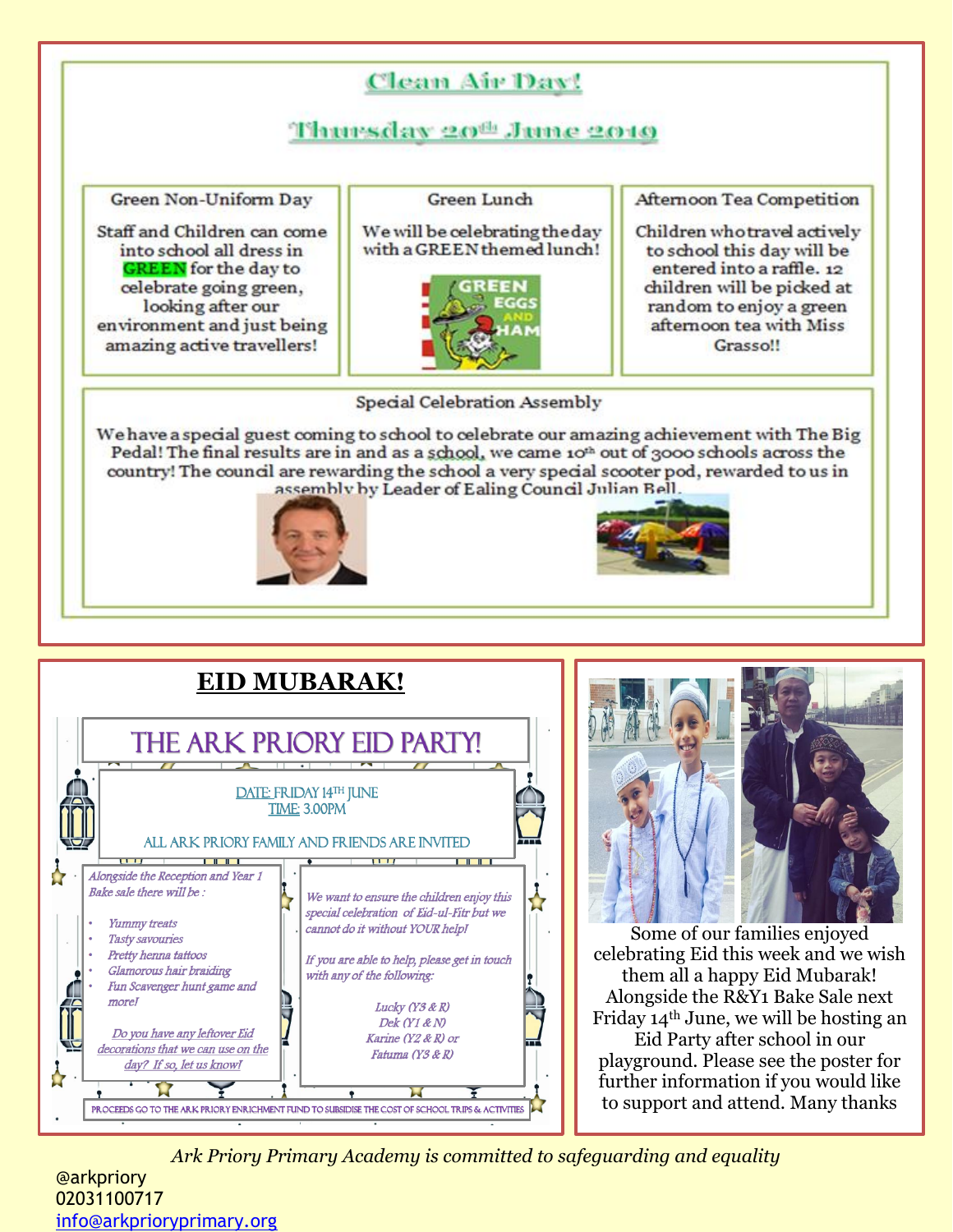## Clean Air Day!

## Thursday 20th June 2019

**Green Non-Uniform Day**

Staff and Children can come into school all dress in GREEN for the day to celebrate going green, looking after our environment and just being amazing active travellers!

**Green Lunch**

We will be celebrating the day with a GREEN themed lunch!

GREEN EGGS AND HAM

**Afternoon Tea Competition**

Children who travel actively to school this day will be entered into a raffle. 12 children will be picked at random to enjoy a green afternoon tea with Miss Grasso!!

**Special Celebration Assembly**

We have a special guest coming to school to celebrate our amazing achievement with The Big Pedal! The final results are in and as a school, we came 10th out of 3000 schools across the country! The council are rewarding the school a very special scooter pod, rewarded to us in assembly by Leader of Ealing Council Julian Bell.

## EID MUBARAK!

### THE ARK PRIORY EID PARTY!

DATE: FRIDAY 14TH JUNE
TIME: 3.00PM

ALL ARK PRIORY FAMILY AND FRIENDS ARE INVITED

*Alongside the Reception and Year 1 Bake sale there will be :*

- *Yummy treats*
- *Tasty savouries*
- *Pretty henna tattoos*
- *Glamorous hair braiding*
- *Fun Scavenger hunt game and more!*

*Do you have any leftover Eid decorations that we can use on the day? If so, let us know!*

*We want to ensure the children enjoy this special celebration of Eid-ul-Fitr but we cannot do it without YOUR help!*

*If you are able to help, please get in touch with any of the following:*

*Lucky (Y3 & R)*
*Dek (Y1 & N)*
*Karine (Y2 & R) or*
*Fatuma (Y3 & R)*

PROCEEDS GO TO THE ARK PRIORY ENRICHMENT FUND TO SUBSIDISE THE COST OF SCHOOL TRIPS & ACTIVITIES

Some of our families enjoyed celebrating Eid this week and we wish them all a happy Eid Mubarak! Alongside the R&Y1 Bake Sale next Friday 14th June, we will be hosting an Eid Party after school in our playground. Please see the poster for further information if you would like to support and attend. Many thanks

*Ark Priory Primary Academy is committed to safeguarding and equality*

@arkpriory
02031100717
info@arkprioryprimary.org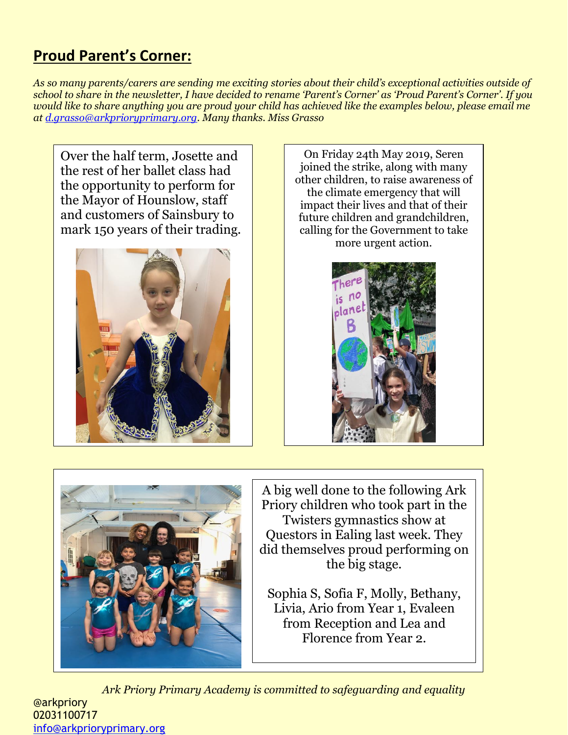## **Proud Parent's Corner:**

*As so many parents/carers are sending me exciting stories about their child's exceptional activities outside of school to share in the newsletter, I have decided to rename 'Parent's Corner' as 'Proud Parent's Corner'. If you would like to share anything you are proud your child has achieved like the examples below, please email me at [d.grasso@arkprioryprimary.org](mailto:d.grasso@arkprioryprimary.org). Many thanks. Miss Grasso*

Over the half term, Josette and the rest of her ballet class had the opportunity to perform for the Mayor of Hounslow, staff and customers of Sainsbury to mark 150 years of their trading.

On Friday 24th May 2019, Seren joined the strike, along with many other children, to raise awareness of the climate emergency that will impact their lives and that of their future children and grandchildren, calling for the Government to take more urgent action.

A big well done to the following Ark Priory children who took part in the Twisters gymnastics show at Questors in Ealing last week. They did themselves proud performing on the big stage.

Sophia S, Sofia F, Molly, Bethany, Livia, Ario from Year 1, Evaleen from Reception and Lea and Florence from Year 2.

*Ark Priory Primary Academy is committed to safeguarding and equality*

@arkpriory
02031100717
[info@arkprioryprimary.org](mailto:info@arkprioryprimary.org)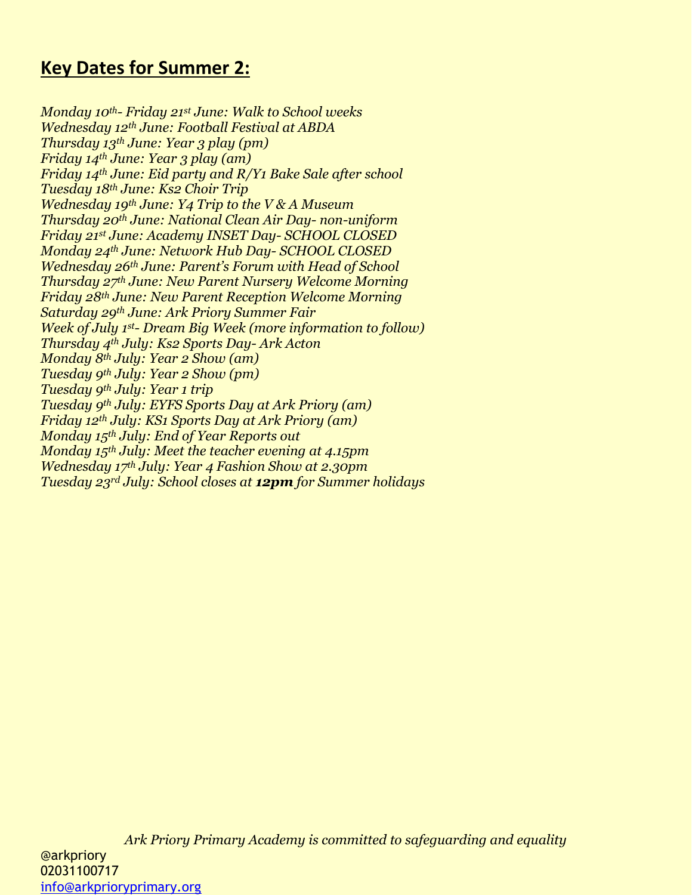## Key Dates for Summer 2:

*Monday 10th- Friday 21st June: Walk to School weeks*
*Wednesday 12th June: Football Festival at ABDA*
*Thursday 13th June: Year 3 play (pm)*
*Friday 14th June: Year 3 play (am)*
*Friday 14th June: Eid party and R/Y1 Bake Sale after school*
*Tuesday 18th June: Ks2 Choir Trip*
*Wednesday 19th June: Y4 Trip to the V & A Museum*
*Thursday 20th June: National Clean Air Day- non-uniform*
*Friday 21st June: Academy INSET Day- SCHOOL CLOSED*
*Monday 24th June: Network Hub Day- SCHOOL CLOSED*
*Wednesday 26th June: Parent's Forum with Head of School*
*Thursday 27th June: New Parent Nursery Welcome Morning*
*Friday 28th June: New Parent Reception Welcome Morning*
*Saturday 29th June: Ark Priory Summer Fair*
*Week of July 1st- Dream Big Week (more information to follow)*
*Thursday 4th July: Ks2 Sports Day- Ark Acton*
*Monday 8th July: Year 2 Show (am)*
*Tuesday 9th July: Year 2 Show (pm)*
*Tuesday 9th July: Year 1 trip*
*Tuesday 9th July: EYFS Sports Day at Ark Priory (am)*
*Friday 12th July: KS1 Sports Day at Ark Priory (am)*
*Monday 15th July: End of Year Reports out*
*Monday 15th July: Meet the teacher evening at 4.15pm*
*Wednesday 17th July: Year 4 Fashion Show at 2.30pm*
*Tuesday 23rd July: School closes at* ***12pm*** *for Summer holidays*

*Ark Priory Primary Academy is committed to safeguarding and equality*

@arkpriory
02031100717
info@arkprioryprimary.org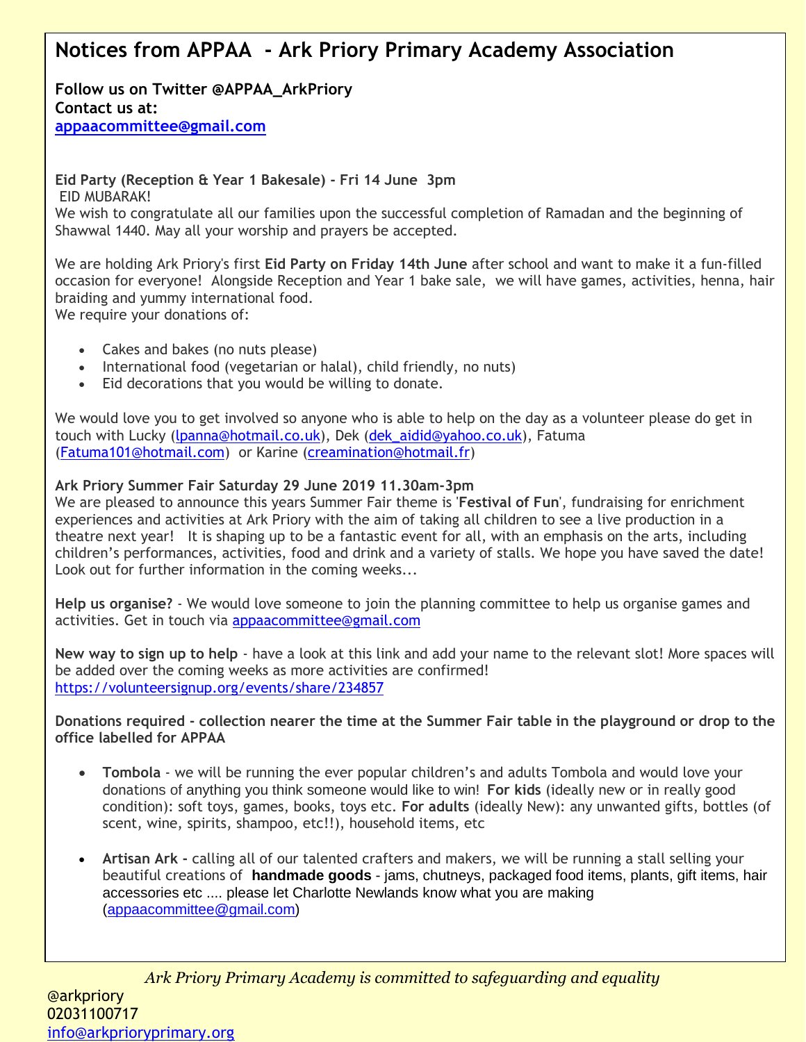# Notices from APPAA - Ark Priory Primary Academy Association

**Follow us on Twitter @APPAA_ArkPriory**
**Contact us at:**
**appaacommittee@gmail.com**

**Eid Party (Reception & Year 1 Bakesale) - Fri 14 June 3pm**
EID MUBARAK!
We wish to congratulate all our families upon the successful completion of Ramadan and the beginning of Shawwal 1440. May all your worship and prayers be accepted.

We are holding Ark Priory's first **Eid Party on Friday 14th June** after school and want to make it a fun-filled occasion for everyone! Alongside Reception and Year 1 bake sale, we will have games, activities, henna, hair braiding and yummy international food.
We require your donations of:

- Cakes and bakes (no nuts please)
- International food (vegetarian or halal), child friendly, no nuts)
- Eid decorations that you would be willing to donate.

We would love you to get involved so anyone who is able to help on the day as a volunteer please do get in touch with Lucky (lpanna@hotmail.co.uk), Dek (dek_aidid@yahoo.co.uk), Fatuma (Fatuma101@hotmail.com) or Karine (creamination@hotmail.fr)

**Ark Priory Summer Fair Saturday 29 June 2019 11.30am-3pm**
We are pleased to announce this years Summer Fair theme is '**Festival of Fun**', fundraising for enrichment experiences and activities at Ark Priory with the aim of taking all children to see a live production in a theatre next year! It is shaping up to be a fantastic event for all, with an emphasis on the arts, including children's performances, activities, food and drink and a variety of stalls. We hope you have saved the date! Look out for further information in the coming weeks...

**Help us organise?** - We would love someone to join the planning committee to help us organise games and activities. Get in touch via appaacommittee@gmail.com

**New way to sign up to help** - have a look at this link and add your name to the relevant slot! More spaces will be added over the coming weeks as more activities are confirmed!
https://volunteersignup.org/events/share/234857

**Donations required - collection nearer the time at the Summer Fair table in the playground or drop to the office labelled for APPAA**

- **Tombola** - we will be running the ever popular children's and adults Tombola and would love your donations of anything you think someone would like to win! **For kids** (ideally new or in really good condition): soft toys, games, books, toys etc. **For adults** (ideally New): any unwanted gifts, bottles (of scent, wine, spirits, shampoo, etc!!), household items, etc

- **Artisan Ark -** calling all of our talented crafters and makers, we will be running a stall selling your beautiful creations of **handmade goods** - jams, chutneys, packaged food items, plants, gift items, hair accessories etc .... please let Charlotte Newlands know what you are making (appaacommittee@gmail.com)

*Ark Priory Primary Academy is committed to safeguarding and equality*

@arkpriory
02031100717
info@arkprioryprimary.org